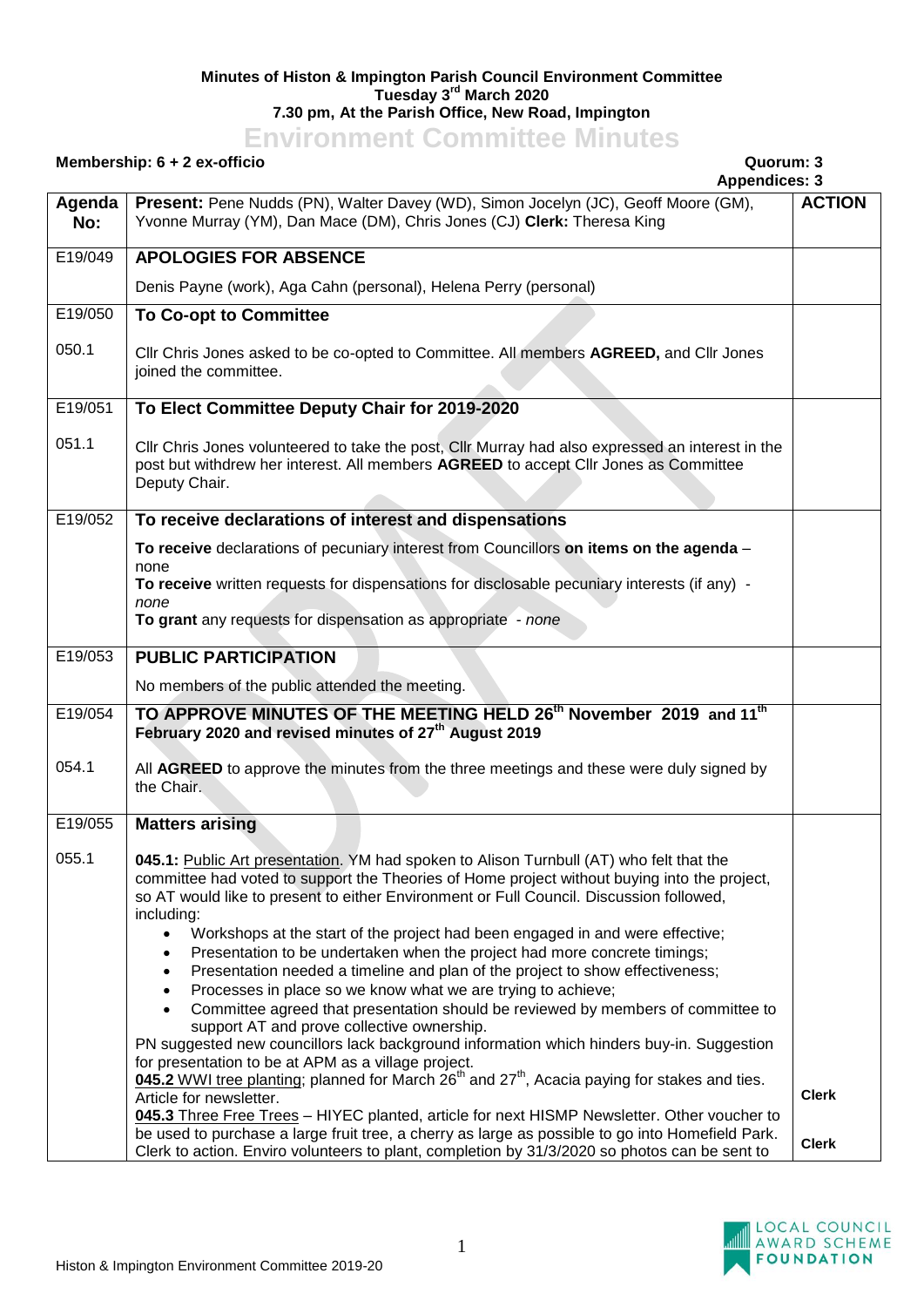**Minutes of Histon & Impington Parish Council Environment Committee**
**Tuesday 3rd March 2020**
**7.30 pm, At the Parish Office, New Road, Impington**

# Environment Committee Minutes

**Membership: 6 + 2 ex-officio** **Quorum: 3**
**Appendices: 3**

| Agenda No: | Present: Pene Nudds (PN), Walter Davey (WD), Simon Jocelyn (JC), Geoff Moore (GM), Yvonne Murray (YM), Dan Mace (DM), Chris Jones (CJ) **Clerk:** Theresa King | ACTION |
|---|---|---|
| E19/049 | **APOLOGIES FOR ABSENCE** | |
| | Denis Payne (work), Aga Cahn (personal), Helena Perry (personal) | |
| E19/050 | **To Co-opt to Committee** | |
| 050.1 | Cllr Chris Jones asked to be co-opted to Committee. All members **AGREED,** and Cllr Jones joined the committee. | |
| E19/051 | **To Elect Committee Deputy Chair for 2019-2020** | |
| 051.1 | Cllr Chris Jones volunteered to take the post, Cllr Murray had also expressed an interest in the post but withdrew her interest. All members **AGREED** to accept Cllr Jones as Committee Deputy Chair. | |
| E19/052 | **To receive declarations of interest and dispensations** | |
| | **To receive** declarations of pecuniary interest from Councillors **on items on the agenda** – none<br>**To receive** written requests for dispensations for disclosable pecuniary interests (if any) - *none*<br>**To grant** any requests for dispensation as appropriate - *none* | |
| E19/053 | **PUBLIC PARTICIPATION** | |
| | No members of the public attended the meeting. | |
| E19/054 | **TO APPROVE MINUTES OF THE MEETING HELD 26th November 2019 and 11th February 2020 and revised minutes of 27th August 2019** | |
| 054.1 | All **AGREED** to approve the minutes from the three meetings and these were duly signed by the Chair. | |
| E19/055 | **Matters arising** | |
| 055.1 | **045.1:** Public Art presentation. YM had spoken to Alison Turnbull (AT) who felt that the committee had voted to support the Theories of Home project without buying into the project, so AT would like to present to either Environment or Full Council. Discussion followed, including:<br>• Workshops at the start of the project had been engaged in and were effective;<br>• Presentation to be undertaken when the project had more concrete timings;<br>• Presentation needed a timeline and plan of the project to show effectiveness;<br>• Processes in place so we know what we are trying to achieve;<br>• Committee agreed that presentation should be reviewed by members of committee to support AT and prove collective ownership.<br>PN suggested new councillors lack background information which hinders buy-in. Suggestion for presentation to be at APM as a village project.<br>**045.2** WWI tree planting; planned for March 26th and 27th, Acacia paying for stakes and ties. Article for newsletter.<br>**045.3** Three Free Trees – HIYEC planted, article for next HISMP Newsletter. Other voucher to be used to purchase a large fruit tree, a cherry as large as possible to go into Homefield Park. Clerk to action. Enviro volunteers to plant, completion by 31/3/2020 so photos can be sent to | **Clerk**<br><br>**Clerk** |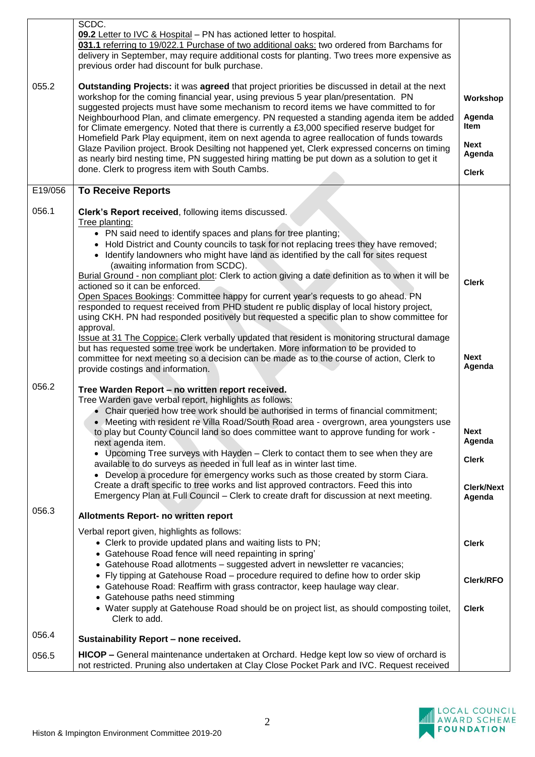| | | |
|---|---|---|
| | SCDC.<br>**09.2** Letter to IVC & Hospital – PN has actioned letter to hospital.<br>**031.1** referring to 19/022.1 Purchase of two additional oaks: two ordered from Barchams for delivery in September, may require additional costs for planting. Two trees more expensive as previous order had discount for bulk purchase. | |
| 055.2 | **Outstanding Projects:** it was **agreed** that project priorities be discussed in detail at the next workshop for the coming financial year, using previous 5 year plan/presentation. PN suggested projects must have some mechanism to record items we have committed to for Neighbourhood Plan, and climate emergency. PN requested a standing agenda item be added for Climate emergency. Noted that there is currently a £3,000 specified reserve budget for Homefield Park Play equipment, item on next agenda to agree reallocation of funds towards Glaze Pavilion project. Brook Desilting not happened yet, Clerk expressed concerns on timing as nearly bird nesting time, PN suggested hiring matting be put down as a solution to get it done. Clerk to progress item with South Cambs. | **Workshop**<br><br>**Agenda Item**<br><br>**Next Agenda**<br><br>**Clerk** |
| E19/056 | **To Receive Reports** | |
| 056.1 | **Clerk's Report received**, following items discussed.<br>Tree planting:<br>• PN said need to identify spaces and plans for tree planting;<br>• Hold District and County councils to task for not replacing trees they have removed;<br>• Identify landowners who might have land as identified by the call for sites request (awaiting information from SCDC).<br>Burial Ground - non compliant plot: Clerk to action giving a date definition as to when it will be actioned so it can be enforced.<br>Open Spaces Bookings: Committee happy for current year's requests to go ahead. PN responded to request received from PHD student re public display of local history project, using CKH. PN had responded positively but requested a specific plan to show committee for approval.<br>Issue at 31 The Coppice: Clerk verbally updated that resident is monitoring structural damage but has requested some tree work be undertaken. More information to be provided to committee for next meeting so a decision can be made as to the course of action, Clerk to provide costings and information. | **Clerk**<br><br>**Next Agenda** |
| 056.2 | **Tree Warden Report – no written report received.**<br>Tree Warden gave verbal report, highlights as follows:<br>• Chair queried how tree work should be authorised in terms of financial commitment;<br>• Meeting with resident re Villa Road/South Road area - overgrown, area youngsters use to play but County Council land so does committee want to approve funding for work - next agenda item.<br>• Upcoming Tree surveys with Hayden – Clerk to contact them to see when they are available to do surveys as needed in full leaf as in winter last time.<br>• Develop a procedure for emergency works such as those created by storm Ciara. Create a draft specific to tree works and list approved contractors. Feed this into Emergency Plan at Full Council – Clerk to create draft for discussion at next meeting. | **Next Agenda**<br><br>**Clerk**<br><br>**Clerk/Next Agenda** |
| 056.3 | **Allotments Report- no written report**<br><br>Verbal report given, highlights as follows:<br>• Clerk to provide updated plans and waiting lists to PN;<br>• Gatehouse Road fence will need repainting in spring'<br>• Gatehouse Road allotments – suggested advert in newsletter re vacancies;<br>• Fly tipping at Gatehouse Road – procedure required to define how to order skip<br>• Gatehouse Road: Reaffirm with grass contractor, keep haulage way clear.<br>• Gatehouse paths need stimming<br>• Water supply at Gatehouse Road should be on project list, as should composting toilet, Clerk to add. | **Clerk**<br><br>**Clerk/RFO**<br><br>**Clerk** |
| 056.4 | **Sustainability Report – none received.** | |
| 056.5 | **HICOP –** General maintenance undertaken at Orchard. Hedge kept low so view of orchard is not restricted. Pruning also undertaken at Clay Close Pocket Park and IVC. Request received | |

Histon & Impington Environment Committee 2019-20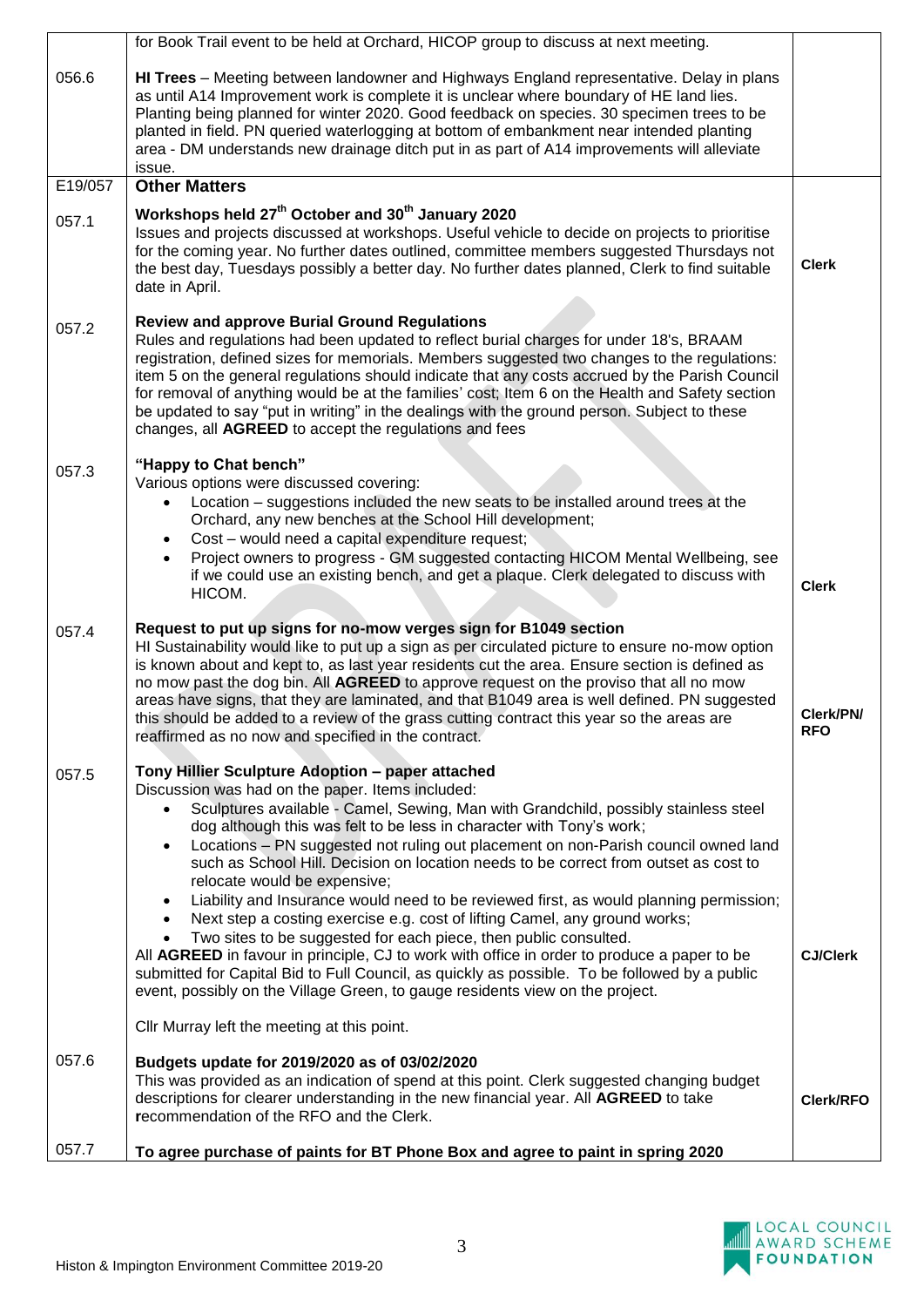| | | |
|---|---|---|
| | for Book Trail event to be held at Orchard, HICOP group to discuss at next meeting. | |
| 056.6 | **HI Trees** – Meeting between landowner and Highways England representative. Delay in plans as until A14 Improvement work is complete it is unclear where boundary of HE land lies. Planting being planned for winter 2020. Good feedback on species. 30 specimen trees to be planted in field. PN queried waterlogging at bottom of embankment near intended planting area - DM understands new drainage ditch put in as part of A14 improvements will alleviate issue. | |
| E19/057 | **Other Matters** | |
| 057.1 | **Workshops held 27th October and 30th January 2020**<br>Issues and projects discussed at workshops. Useful vehicle to decide on projects to prioritise for the coming year. No further dates outlined, committee members suggested Thursdays not the best day, Tuesdays possibly a better day. No further dates planned, Clerk to find suitable date in April. | **Clerk** |
| 057.2 | **Review and approve Burial Ground Regulations**<br>Rules and regulations had been updated to reflect burial charges for under 18's, BRAAM registration, defined sizes for memorials. Members suggested two changes to the regulations: item 5 on the general regulations should indicate that any costs accrued by the Parish Council for removal of anything would be at the families' cost; Item 6 on the Health and Safety section be updated to say "put in writing" in the dealings with the ground person. Subject to these changes, all **AGREED** to accept the regulations and fees | |
| 057.3 | **"Happy to Chat bench"**<br>Various options were discussed covering:<br>• Location – suggestions included the new seats to be installed around trees at the Orchard, any new benches at the School Hill development;<br>• Cost – would need a capital expenditure request;<br>• Project owners to progress - GM suggested contacting HICOM Mental Wellbeing, see if we could use an existing bench, and get a plaque. Clerk delegated to discuss with HICOM. | **Clerk** |
| 057.4 | **Request to put up signs for no-mow verges sign for B1049 section**<br>HI Sustainability would like to put up a sign as per circulated picture to ensure no-mow option is known about and kept to, as last year residents cut the area. Ensure section is defined as no mow past the dog bin. All **AGREED** to approve request on the proviso that all no mow areas have signs, that they are laminated, and that B1049 area is well defined. PN suggested this should be added to a review of the grass cutting contract this year so the areas are reaffirmed as no now and specified in the contract. | **Clerk/PN/ RFO** |
| 057.5 | **Tony Hillier Sculpture Adoption – paper attached**<br>Discussion was had on the paper. Items included:<br>• Sculptures available - Camel, Sewing, Man with Grandchild, possibly stainless steel dog although this was felt to be less in character with Tony's work;<br>• Locations – PN suggested not ruling out placement on non-Parish council owned land such as School Hill. Decision on location needs to be correct from outset as cost to relocate would be expensive;<br>• Liability and Insurance would need to be reviewed first, as would planning permission;<br>• Next step a costing exercise e.g. cost of lifting Camel, any ground works;<br>• Two sites to be suggested for each piece, then public consulted.<br>All **AGREED** in favour in principle, CJ to work with office in order to produce a paper to be submitted for Capital Bid to Full Council, as quickly as possible. To be followed by a public event, possibly on the Village Green, to gauge residents view on the project.<br><br>Cllr Murray left the meeting at this point. | **CJ/Clerk** |
| 057.6 | **Budgets update for 2019/2020 as of 03/02/2020**<br>This was provided as an indication of spend at this point. Clerk suggested changing budget descriptions for clearer understanding in the new financial year. All **AGREED** to take **r**ecommendation of the RFO and the Clerk. | **Clerk/RFO** |
| 057.7 | **To agree purchase of paints for BT Phone Box and agree to paint in spring 2020** | |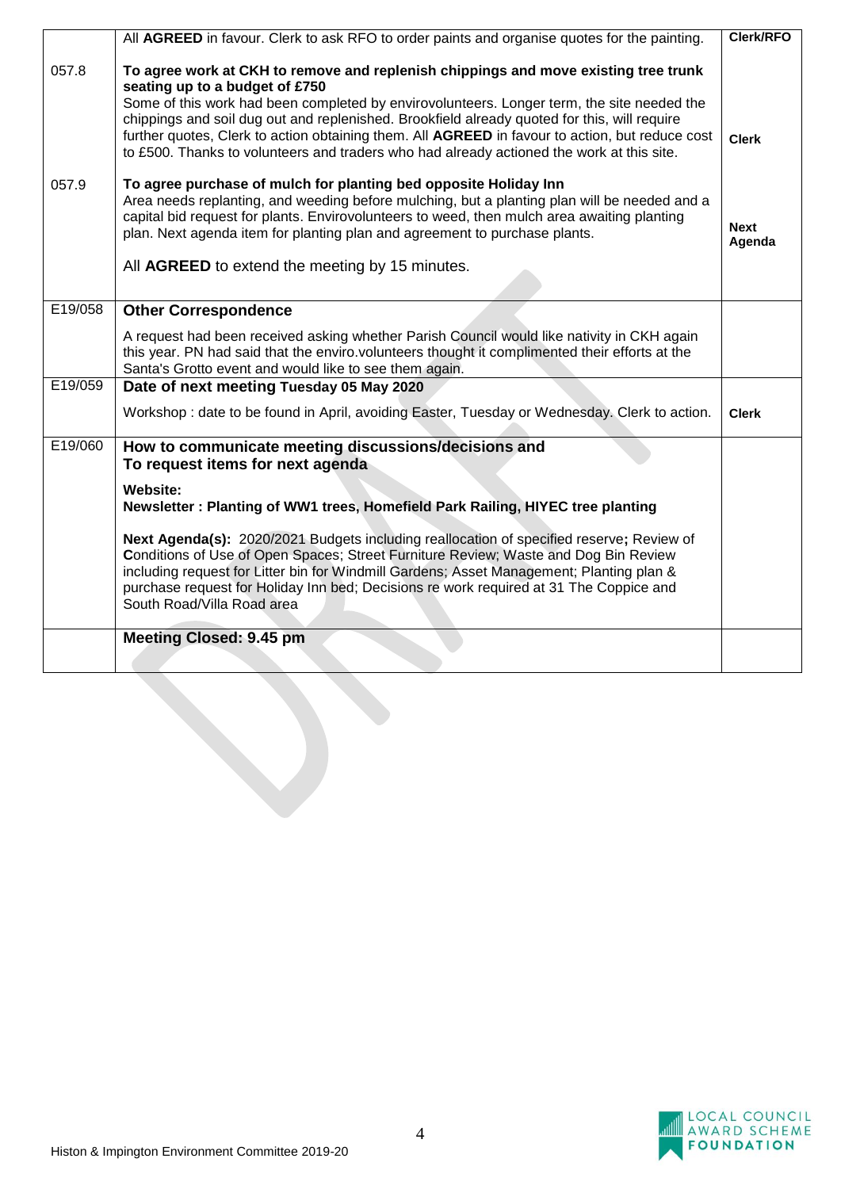| | | |
|---|---|---|
| | All **AGREED** in favour. Clerk to ask RFO to order paints and organise quotes for the painting. | **Clerk/RFO** |
| 057.8 | **To agree work at CKH to remove and replenish chippings and move existing tree trunk seating up to a budget of £750**<br>Some of this work had been completed by envirovolunteers. Longer term, the site needed the chippings and soil dug out and replenished. Brookfield already quoted for this, will require further quotes, Clerk to action obtaining them. All **AGREED** in favour to action, but reduce cost to £500. Thanks to volunteers and traders who had already actioned the work at this site. | **Clerk** |
| 057.9 | **To agree purchase of mulch for planting bed opposite Holiday Inn**<br>Area needs replanting, and weeding before mulching, but a planting plan will be needed and a capital bid request for plants. Envirovolunteers to weed, then mulch area awaiting planting plan. Next agenda item for planting plan and agreement to purchase plants.<br><br>All **AGREED** to extend the meeting by 15 minutes. | **Next Agenda** |
| E19/058 | **Other Correspondence**<br>A request had been received asking whether Parish Council would like nativity in CKH again this year. PN had said that the enviro.volunteers thought it complimented their efforts at the Santa's Grotto event and would like to see them again. | |
| E19/059 | **Date of next meeting Tuesday 05 May 2020**<br>Workshop : date to be found in April, avoiding Easter, Tuesday or Wednesday. Clerk to action. | **Clerk** |
| E19/060 | **How to communicate meeting discussions/decisions and To request items for next agenda**<br>**Website:**<br>**Newsletter : Planting of WW1 trees, Homefield Park Railing, HIYEC tree planting**<br><br>**Next Agenda(s):** 2020/2021 Budgets including reallocation of specified reserve**;** Review of **C**onditions of Use of Open Spaces; Street Furniture Review; Waste and Dog Bin Review including request for Litter bin for Windmill Gardens; Asset Management; Planting plan & purchase request for Holiday Inn bed; Decisions re work required at 31 The Coppice and South Road/Villa Road area | |
| | **Meeting Closed: 9.45 pm** | |